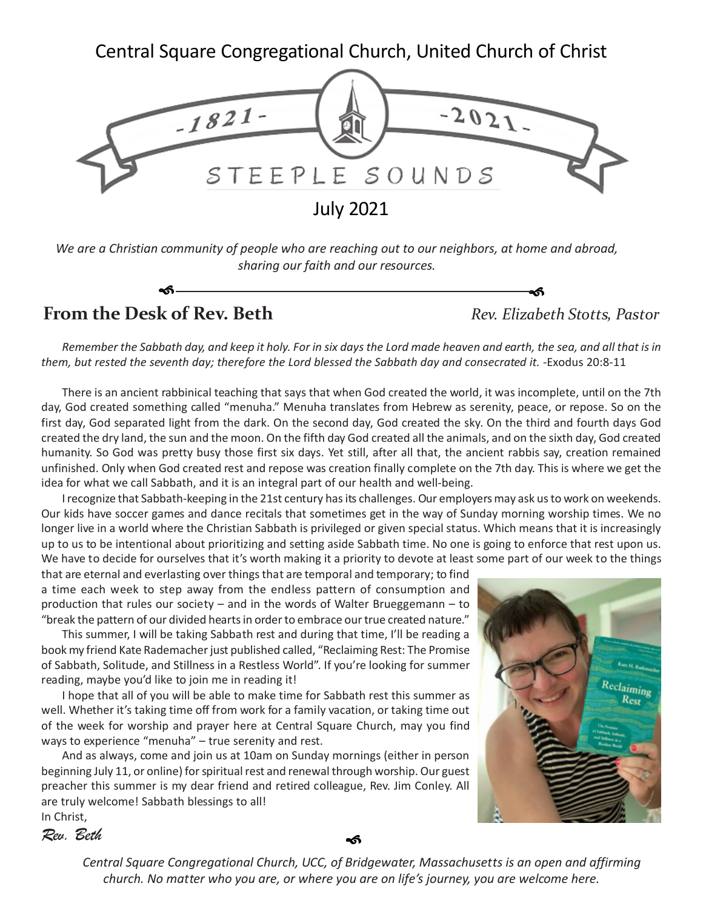# Central Square Congregational Church, United Church of Christ

-1821- -2021-

STEEPLE SOUNDS

July 2021

*We are a Christian community of people who are reaching out to our neighbors, at home and abroad, sharing our faith and our resources.*

## From the Desk of Rev. Beth

*Rev. Elizabeth Stotts, Pastor*

*Remember the Sabbath day, and keep it holy. For in six days the Lord made heaven and earth, the sea, and all that is in them, but rested the seventh day; therefore the Lord blessed the Sabbath day and consecrated it.* -Exodus 20:8-11

There is an ancient rabbinical teaching that says that when God created the world, it was incomplete, until on the 7th day, God created something called "menuha." Menuha translates from Hebrew as serenity, peace, or repose. So on the first day, God separated light from the dark. On the second day, God created the sky. On the third and fourth days God created the dry land, the sun and the moon. On the fifth day God created all the animals, and on the sixth day, God created humanity. So God was pretty busy those first six days. Yet still, after all that, the ancient rabbis say, creation remained unfinished. Only when God created rest and repose was creation finally complete on the 7th day. This is where we get the idea for what we call Sabbath, and it is an integral part of our health and well-being.

I recognize that Sabbath-keeping in the 21st century has its challenges. Our employers may ask us to work on weekends. Our kids have soccer games and dance recitals that sometimes get in the way of Sunday morning worship times. We no longer live in a world where the Christian Sabbath is privileged or given special status. Which means that it is increasingly up to us to be intentional about prioritizing and setting aside Sabbath time. No one is going to enforce that rest upon us. We have to decide for ourselves that it's worth making it a priority to devote at least some part of our week to the things that are eternal and everlasting over things that are temporal and temporary; to find a time each week to step away from the endless pattern of consumption and production that rules our society – and in the words of Walter Brueggemann – to "break the pattern of our divided hearts in order to embrace our true created nature."

This summer, I will be taking Sabbath rest and during that time, I'll be reading a book my friend Kate Rademacher just published called, "Reclaiming Rest: The Promise of Sabbath, Solitude, and Stillness in a Restless World". If you're looking for summer reading, maybe you'd like to join me in reading it!

I hope that all of you will be able to make time for Sabbath rest this summer as well. Whether it's taking time off from work for a family vacation, or taking time out of the week for worship and prayer here at Central Square Church, may you find ways to experience "menuha" – true serenity and rest.

And as always, come and join us at 10am on Sunday mornings (either in person beginning July 11, or online) for spiritual rest and renewal through worship. Our guest preacher this summer is my dear friend and retired colleague, Rev. Jim Conley. All are truly welcome! Sabbath blessings to all!

In Christ,

*Rev. Beth*

*Central Square Congregational Church, UCC, of Bridgewater, Massachusetts is an open and affirming church. No matter who you are, or where you are on life's journey, you are welcome here.*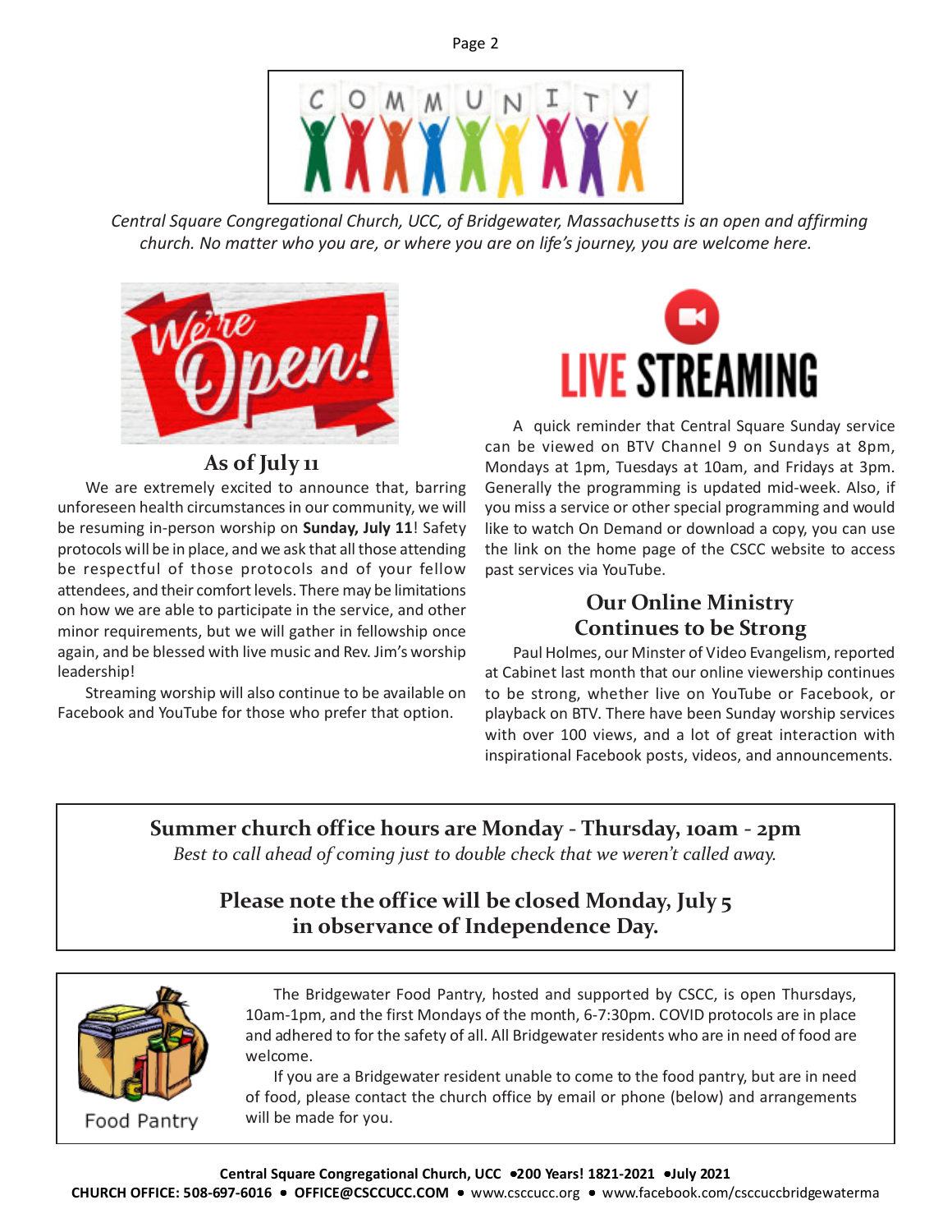*Central Square Congregational Church, UCC, of Bridgewater, Massachusetts is an open and affirming church. No matter who you are, or where you are on life's journey, you are welcome here.*

## As of July 11

We are extremely excited to announce that, barring unforeseen health circumstances in our community, we will be resuming in-person worship on **Sunday, July 11**! Safety protocols will be in place, and we ask that all those attending be respectful of those protocols and of your fellow attendees, and their comfort levels. There may be limitations on how we are able to participate in the service, and other minor requirements, but we will gather in fellowship once again, and be blessed with live music and Rev. Jim's worship leadership!

Streaming worship will also continue to be available on Facebook and YouTube for those who prefer that option.

## LIVE STREAMING

A quick reminder that Central Square Sunday service can be viewed on BTV Channel 9 on Sundays at 8pm, Mondays at 1pm, Tuesdays at 10am, and Fridays at 3pm. Generally the programming is updated mid-week. Also, if you miss a service or other special programming and would like to watch On Demand or download a copy, you can use the link on the home page of the CSCC website to access past services via YouTube.

## Our Online Ministry Continues to be Strong

Paul Holmes, our Minster of Video Evangelism, reported at Cabinet last month that our online viewership continues to be strong, whether live on YouTube or Facebook, or playback on BTV. There have been Sunday worship services with over 100 views, and a lot of great interaction with inspirational Facebook posts, videos, and announcements.

**Summer church office hours are Monday - Thursday, 10am - 2pm**

*Best to call ahead of coming just to double check that we weren't called away.*

**Please note the office will be closed Monday, July 5 in observance of Independence Day.**

Food Pantry

The Bridgewater Food Pantry, hosted and supported by CSCC, is open Thursdays, 10am-1pm, and the first Mondays of the month, 6-7:30pm. COVID protocols are in place and adhered to for the safety of all. All Bridgewater residents who are in need of food are welcome.

If you are a Bridgewater resident unable to come to the food pantry, but are in need of food, please contact the church office by email or phone (below) and arrangements will be made for you.

**Central Square Congregational Church, UCC • 200 Years! 1821-2021 • July 2021**

**CHURCH OFFICE: 508-697-6016 • OFFICE@CSCCUCC.COM** • www.csccucc.org • www.facebook.com/csccuccbridgewaterma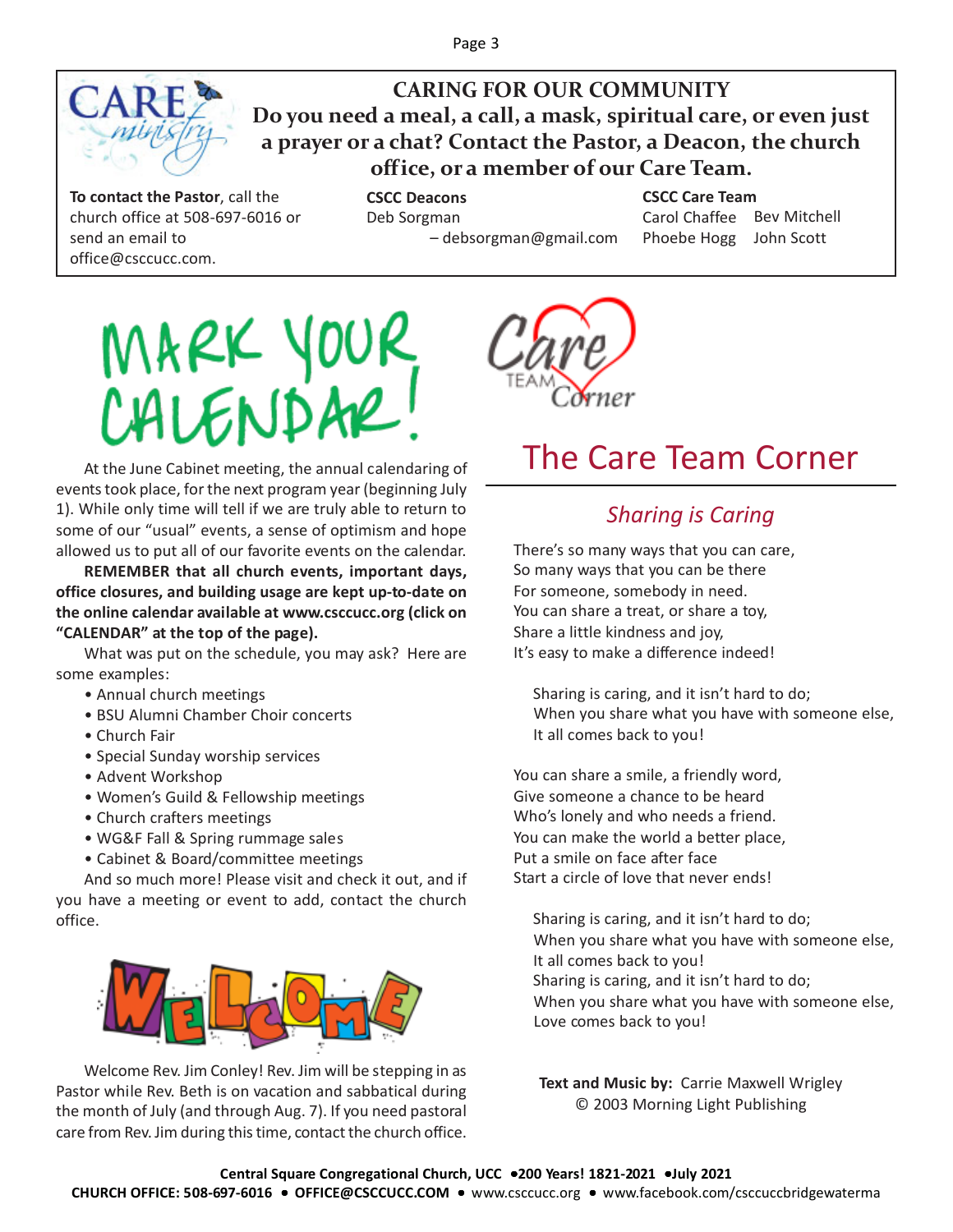## CARING FOR OUR COMMUNITY

**Do you need a meal, a call, a mask, spiritual care, or even just a prayer or a chat? Contact the Pastor, a Deacon, the church office, or a member of our Care Team.**

**To contact the Pastor**, call the church office at 508-697-6016 or send an email to office@csccucc.com.

**CSCC Deacons**
Deb Sorgman – debsorgman@gmail.com

**CSCC Care Team**
Carol Chaffee, Bev Mitchell, Phoebe Hogg, John Scott

# MARK YOUR CALENDAR!

At the June Cabinet meeting, the annual calendaring of events took place, for the next program year (beginning July 1). While only time will tell if we are truly able to return to some of our "usual" events, a sense of optimism and hope allowed us to put all of our favorite events on the calendar.

**REMEMBER that all church events, important days, office closures, and building usage are kept up-to-date on the online calendar available at www.csccucc.org (click on "CALENDAR" at the top of the page).**

What was put on the schedule, you may ask? Here are some examples:

- Annual church meetings
- BSU Alumni Chamber Choir concerts
- Church Fair
- Special Sunday worship services
- Advent Workshop
- Women's Guild & Fellowship meetings
- Church crafters meetings
- WG&F Fall & Spring rummage sales
- Cabinet & Board/committee meetings

And so much more! Please visit and check it out, and if you have a meeting or event to add, contact the church office.

## WELCOME

Welcome Rev. Jim Conley! Rev. Jim will be stepping in as Pastor while Rev. Beth is on vacation and sabbatical during the month of July (and through Aug. 7). If you need pastoral care from Rev. Jim during this time, contact the church office.

# The Care Team Corner

## *Sharing is Caring*

There's so many ways that you can care,
So many ways that you can be there
For someone, somebody in need.
You can share a treat, or share a toy,
Share a little kindness and joy,
It's easy to make a difference indeed!

Sharing is caring, and it isn't hard to do;
When you share what you have with someone else,
It all comes back to you!

You can share a smile, a friendly word,
Give someone a chance to be heard
Who's lonely and who needs a friend.
You can make the world a better place,
Put a smile on face after face
Start a circle of love that never ends!

Sharing is caring, and it isn't hard to do;
When you share what you have with someone else,
It all comes back to you!
Sharing is caring, and it isn't hard to do;
When you share what you have with someone else,
Love comes back to you!

**Text and Music by:** Carrie Maxwell Wrigley
© 2003 Morning Light Publishing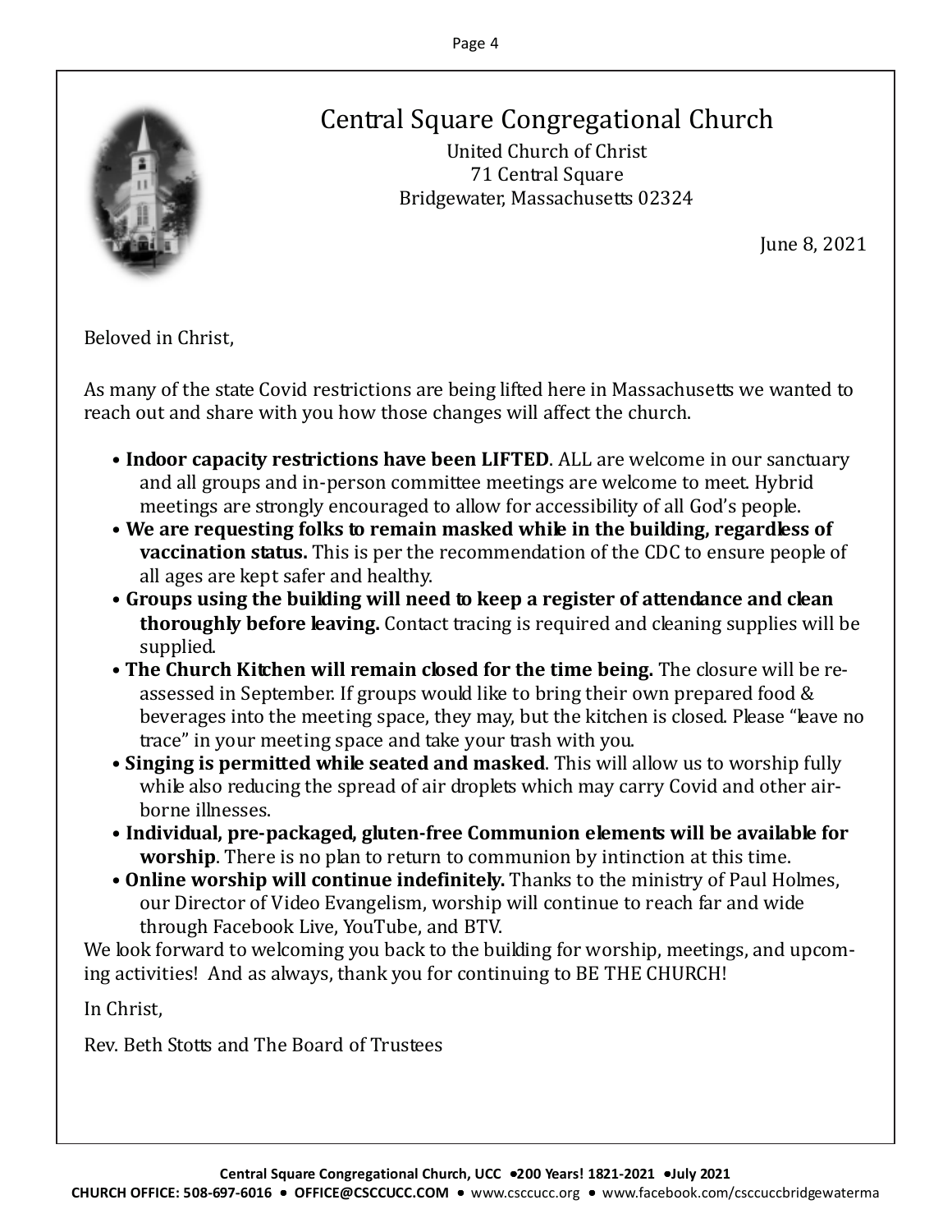# Central Square Congregational Church

United Church of Christ
71 Central Square
Bridgewater, Massachusetts 02324

June 8, 2021

Beloved in Christ,

As many of the state Covid restrictions are being lifted here in Massachusetts we wanted to reach out and share with you how those changes will affect the church.

- **Indoor capacity restrictions have been LIFTED**. ALL are welcome in our sanctuary and all groups and in-person committee meetings are welcome to meet. Hybrid meetings are strongly encouraged to allow for accessibility of all God's people.
- **We are requesting folks to remain masked while in the building, regardless of vaccination status.** This is per the recommendation of the CDC to ensure people of all ages are kept safer and healthy.
- **Groups using the building will need to keep a register of attendance and clean thoroughly before leaving.** Contact tracing is required and cleaning supplies will be supplied.
- **The Church Kitchen will remain closed for the time being.** The closure will be re-assessed in September. If groups would like to bring their own prepared food & beverages into the meeting space, they may, but the kitchen is closed. Please "leave no trace" in your meeting space and take your trash with you.
- **Singing is permitted while seated and masked**. This will allow us to worship fully while also reducing the spread of air droplets which may carry Covid and other air-borne illnesses.
- **Individual, pre-packaged, gluten-free Communion elements will be available for worship**. There is no plan to return to communion by intinction at this time.
- **Online worship will continue indefinitely.** Thanks to the ministry of Paul Holmes, our Director of Video Evangelism, worship will continue to reach far and wide through Facebook Live, YouTube, and BTV.

We look forward to welcoming you back to the building for worship, meetings, and upcoming activities! And as always, thank you for continuing to BE THE CHURCH!

In Christ,

Rev. Beth Stotts and The Board of Trustees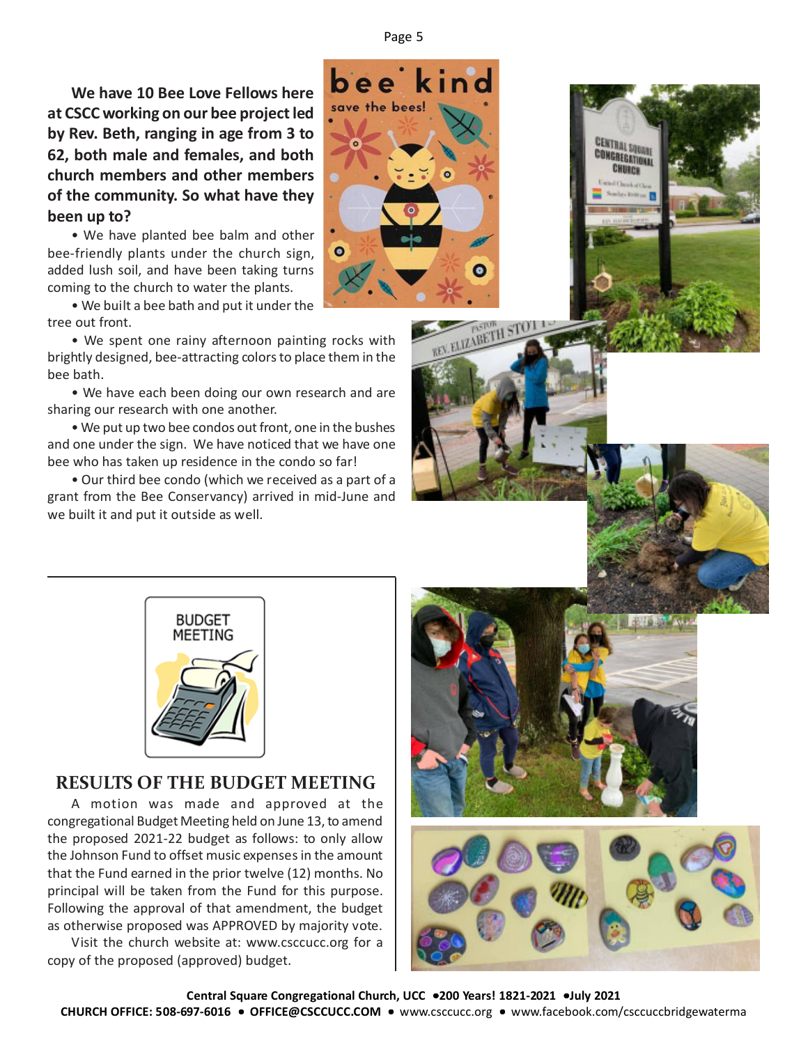**We have 10 Bee Love Fellows here at CSCC working on our bee project led by Rev. Beth, ranging in age from 3 to 62, both male and females, and both church members and other members of the community. So what have they been up to?**

- We have planted bee balm and other bee-friendly plants under the church sign, added lush soil, and have been taking turns coming to the church to water the plants.
- We built a bee bath and put it under the tree out front.
- We spent one rainy afternoon painting rocks with brightly designed, bee-attracting colors to place them in the bee bath.
- We have each been doing our own research and are sharing our research with one another.
- We put up two bee condos out front, one in the bushes and one under the sign. We have noticed that we have one bee who has taken up residence in the condo so far!
- Our third bee condo (which we received as a part of a grant from the Bee Conservancy) arrived in mid-June and we built it and put it outside as well.

## RESULTS OF THE BUDGET MEETING

A motion was made and approved at the congregational Budget Meeting held on June 13, to amend the proposed 2021-22 budget as follows: to only allow the Johnson Fund to offset music expenses in the amount that the Fund earned in the prior twelve (12) months. No principal will be taken from the Fund for this purpose. Following the approval of that amendment, the budget as otherwise proposed was APPROVED by majority vote.

Visit the church website at: www.csccucc.org for a copy of the proposed (approved) budget.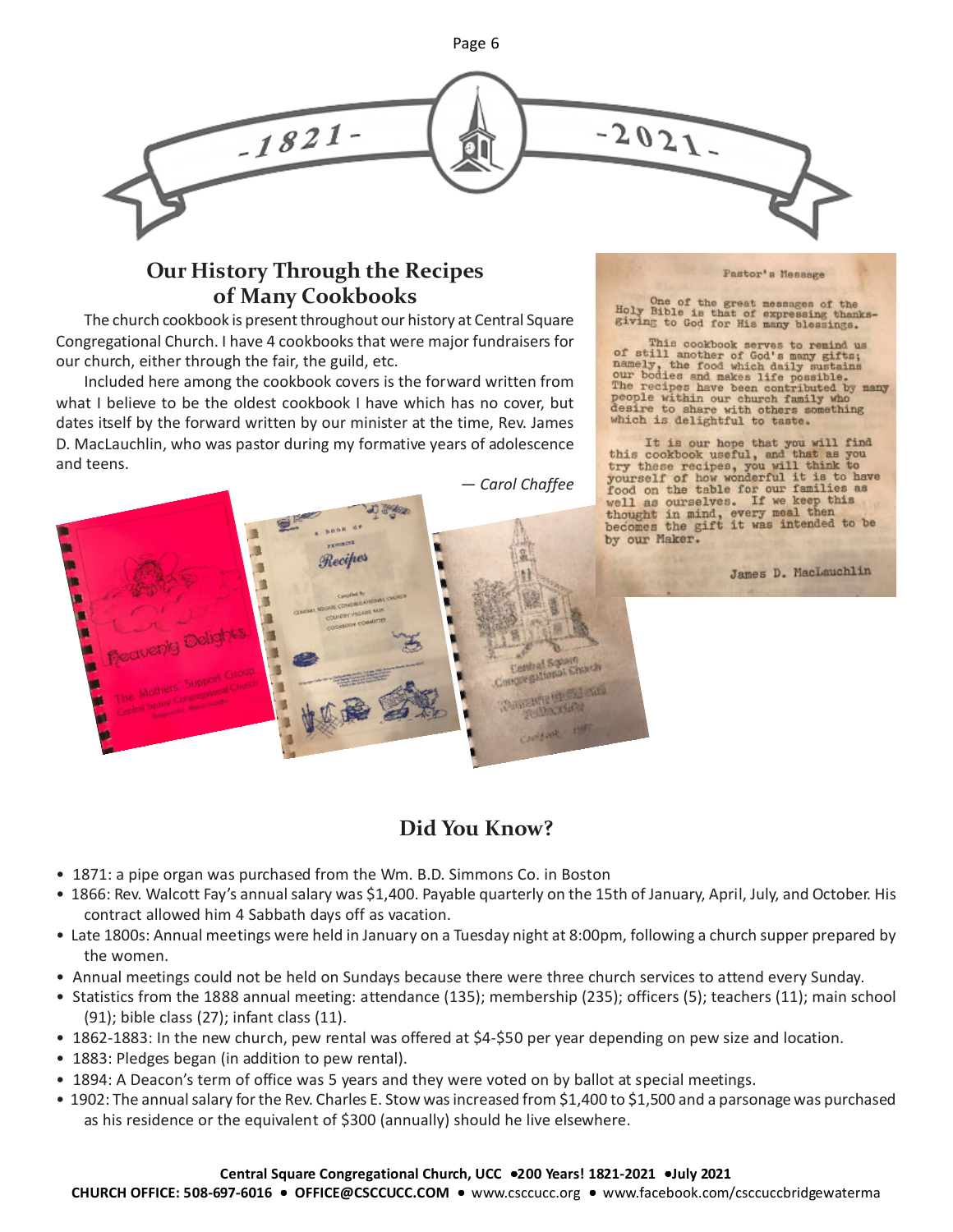## Our History Through the Recipes of Many Cookbooks

The church cookbook is present throughout our history at Central Square Congregational Church. I have 4 cookbooks that were major fundraisers for our church, either through the fair, the guild, etc.

Included here among the cookbook covers is the forward written from what I believe to be the oldest cookbook I have which has no cover, but dates itself by the forward written by our minister at the time, Rev. James D. MacLauchlin, who was pastor during my formative years of adolescence and teens.

— *Carol Chaffee*

Pastor's Message

One of the great messages of the Holy Bible is that of expressing thanksgiving to God for His many blessings.

This cookbook serves to remind us of still another of God's many gifts; namely, the food which daily sustains our bodies and makes life possible. The recipes have been contributed by many people within our church family who desire to share with others something which is delightful to taste.

It is our hope that you will find this cookbook useful, and that as you try these recipes, you will think to yourself of how wonderful it is to have food on the table for our families as well as ourselves. If we keep this thought in mind, every meal then becomes the gift it was intended to be by our Maker.

James D. MacLauchlin

## Did You Know?

- 1871: a pipe organ was purchased from the Wm. B.D. Simmons Co. in Boston
- 1866: Rev. Walcott Fay's annual salary was $1,400. Payable quarterly on the 15th of January, April, July, and October. His contract allowed him 4 Sabbath days off as vacation.
- Late 1800s: Annual meetings were held in January on a Tuesday night at 8:00pm, following a church supper prepared by the women.
- Annual meetings could not be held on Sundays because there were three church services to attend every Sunday.
- Statistics from the 1888 annual meeting: attendance (135); membership (235); officers (5); teachers (11); main school (91); bible class (27); infant class (11).
- 1862-1883: In the new church, pew rental was offered at $4-$50 per year depending on pew size and location.
- 1883: Pledges began (in addition to pew rental).
- 1894: A Deacon's term of office was 5 years and they were voted on by ballot at special meetings.
- 1902: The annual salary for the Rev. Charles E. Stow was increased from $1,400 to $1,500 and a parsonage was purchased as his residence or the equivalent of $300 (annually) should he live elsewhere.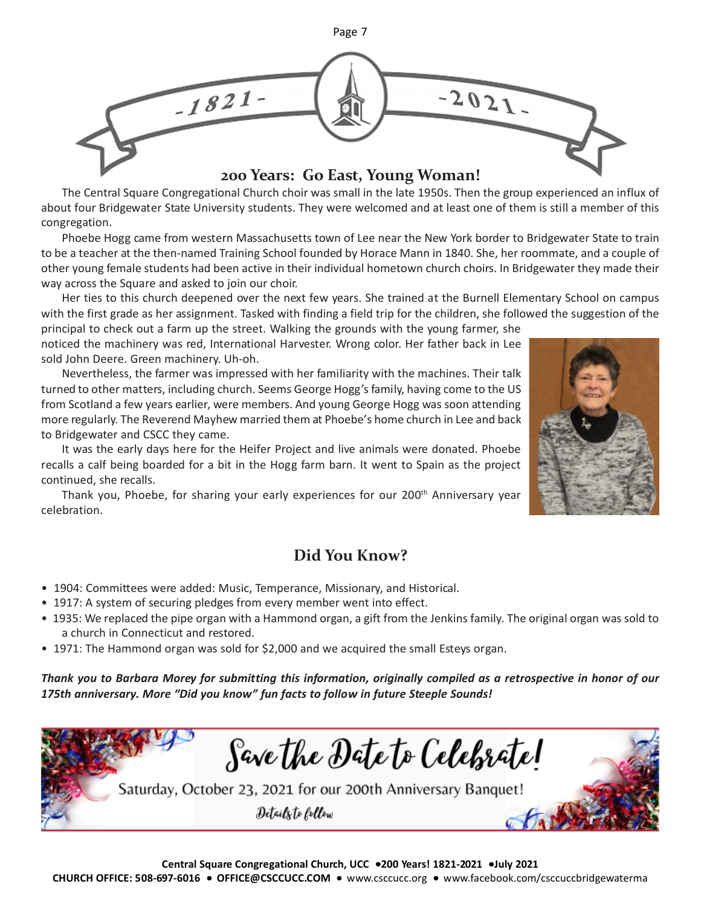-1821- -2021-

## 200 Years: Go East, Young Woman!

The Central Square Congregational Church choir was small in the late 1950s. Then the group experienced an influx of about four Bridgewater State University students. They were welcomed and at least one of them is still a member of this congregation.

Phoebe Hogg came from western Massachusetts town of Lee near the New York border to Bridgewater State to train to be a teacher at the then-named Training School founded by Horace Mann in 1840. She, her roommate, and a couple of other young female students had been active in their individual hometown church choirs. In Bridgewater they made their way across the Square and asked to join our choir.

Her ties to this church deepened over the next few years. She trained at the Burnell Elementary School on campus with the first grade as her assignment. Tasked with finding a field trip for the children, she followed the suggestion of the principal to check out a farm up the street. Walking the grounds with the young farmer, she noticed the machinery was red, International Harvester. Wrong color. Her father back in Lee sold John Deere. Green machinery. Uh-oh.

Nevertheless, the farmer was impressed with her familiarity with the machines. Their talk turned to other matters, including church. Seems George Hogg's family, having come to the US from Scotland a few years earlier, were members. And young George Hogg was soon attending more regularly. The Reverend Mayhew married them at Phoebe's home church in Lee and back to Bridgewater and CSCC they came.

It was the early days here for the Heifer Project and live animals were donated. Phoebe recalls a calf being boarded for a bit in the Hogg farm barn. It went to Spain as the project continued, she recalls.

Thank you, Phoebe, for sharing your early experiences for our 200th Anniversary year celebration.

## Did You Know?

- 1904: Committees were added: Music, Temperance, Missionary, and Historical.
- 1917: A system of securing pledges from every member went into effect.
- 1935: We replaced the pipe organ with a Hammond organ, a gift from the Jenkins family. The original organ was sold to a church in Connecticut and restored.
- 1971: The Hammond organ was sold for $2,000 and we acquired the small Esteys organ.

***Thank you to Barbara Morey for submitting this information, originally compiled as a retrospective in honor of our 175th anniversary. More "Did you know" fun facts to follow in future Steeple Sounds!***

## Save the Date to Celebrate!

Saturday, October 23, 2021 for our 200th Anniversary Banquet!

*Details to follow*

**Central Square Congregational Church, UCC • 200 Years! 1821-2021 • July 2021**

**CHURCH OFFICE: 508-697-6016 • OFFICE@CSCCUCC.COM** • www.csccucc.org • www.facebook.com/csccuccbridgewaterma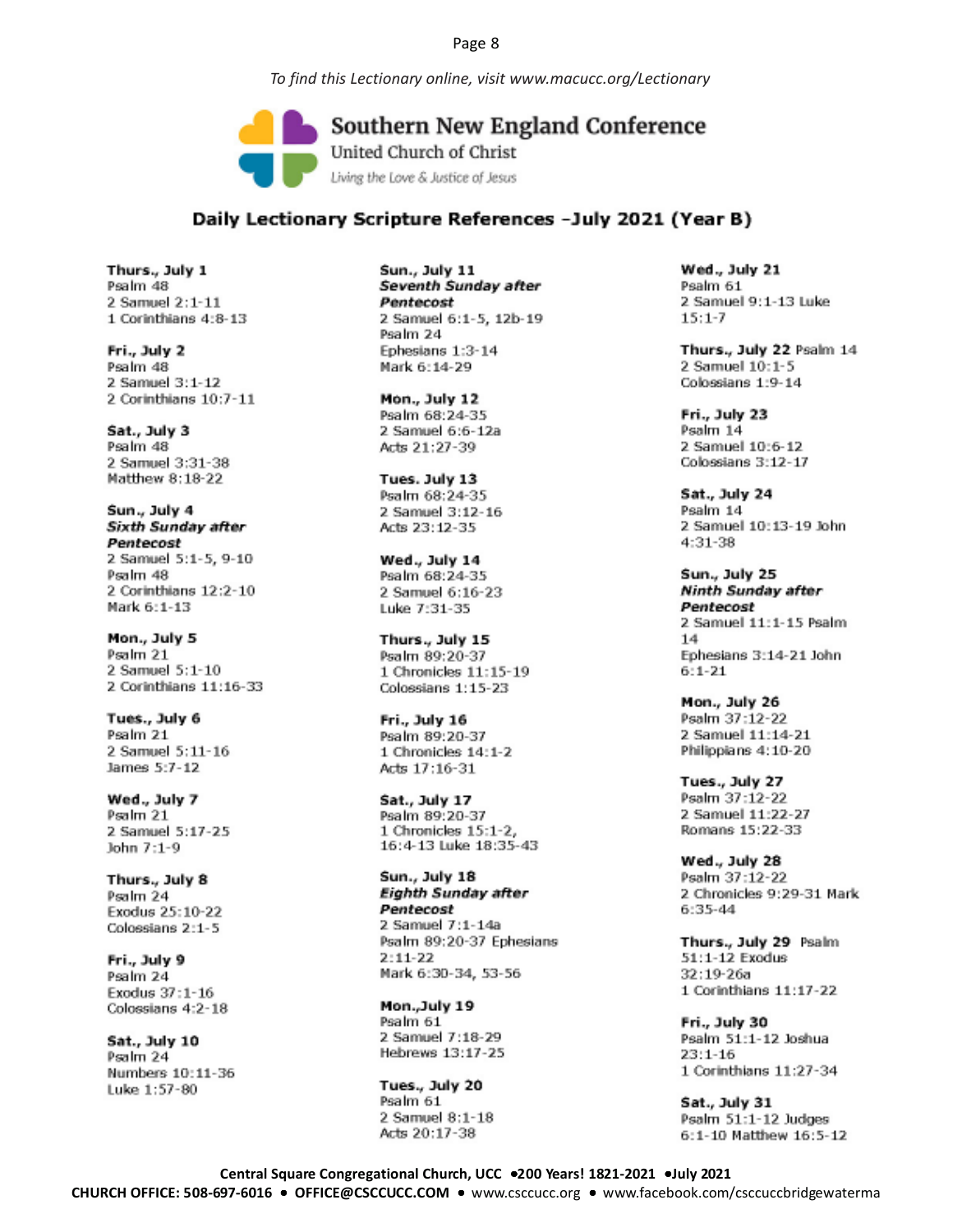*To find this Lectionary online, visit www.macucc.org/Lectionary*

**Southern New England Conference**
United Church of Christ
*Living the Love & Justice of Jesus*

## Daily Lectionary Scripture References –July 2021 (Year B)

**Thurs., July 1**
Psalm 48
2 Samuel 2:1-11
1 Corinthians 4:8-13

**Fri., July 2**
Psalm 48
2 Samuel 3:1-12
2 Corinthians 10:7-11

**Sat., July 3**
Psalm 48
2 Samuel 3:31-38
Matthew 8:18-22

**Sun., July 4**
***Sixth Sunday after Pentecost***
2 Samuel 5:1-5, 9-10
Psalm 48
2 Corinthians 12:2-10
Mark 6:1-13

**Mon., July 5**
Psalm 21
2 Samuel 5:1-10
2 Corinthians 11:16-33

**Tues., July 6**
Psalm 21
2 Samuel 5:11-16
James 5:7-12

**Wed., July 7**
Psalm 21
2 Samuel 5:17-25
John 7:1-9

**Thurs., July 8**
Psalm 24
Exodus 25:10-22
Colossians 2:1-5

**Fri., July 9**
Psalm 24
Exodus 37:1-16
Colossians 4:2-18

**Sat., July 10**
Psalm 24
Numbers 10:11-36
Luke 1:57-80

**Sun., July 11**
***Seventh Sunday after Pentecost***
2 Samuel 6:1-5, 12b-19
Psalm 24
Ephesians 1:3-14
Mark 6:14-29

**Mon., July 12**
Psalm 68:24-35
2 Samuel 6:6-12a
Acts 21:27-39

**Tues. July 13**
Psalm 68:24-35
2 Samuel 3:12-16
Acts 23:12-35

**Wed., July 14**
Psalm 68:24-35
2 Samuel 6:16-23
Luke 7:31-35

**Thurs., July 15**
Psalm 89:20-37
1 Chronicles 11:15-19
Colossians 1:15-23

**Fri., July 16**
Psalm 89:20-37
1 Chronicles 14:1-2
Acts 17:16-31

**Sat., July 17**
Psalm 89:20-37
1 Chronicles 15:1-2, 16:4-13 Luke 18:35-43

**Sun., July 18**
***Eighth Sunday after Pentecost***
2 Samuel 7:1-14a
Psalm 89:20-37 Ephesians 2:11-22
Mark 6:30-34, 53-56

**Mon.,July 19**
Psalm 61
2 Samuel 7:18-29
Hebrews 13:17-25

**Tues., July 20**
Psalm 61
2 Samuel 8:1-18
Acts 20:17-38

**Wed., July 21**
Psalm 61
2 Samuel 9:1-13 Luke 15:1-7

**Thurs., July 22** Psalm 14
2 Samuel 10:1-5
Colossians 1:9-14

**Fri., July 23**
Psalm 14
2 Samuel 10:6-12
Colossians 3:12-17

**Sat., July 24**
Psalm 14
2 Samuel 10:13-19 John 4:31-38

**Sun., July 25**
***Ninth Sunday after Pentecost***
2 Samuel 11:1-15 Psalm 14
Ephesians 3:14-21 John 6:1-21

**Mon., July 26**
Psalm 37:12-22
2 Samuel 11:14-21
Philippians 4:10-20

**Tues., July 27**
Psalm 37:12-22
2 Samuel 11:22-27
Romans 15:22-33

**Wed., July 28**
Psalm 37:12-22
2 Chronicles 9:29-31 Mark 6:35-44

**Thurs., July 29** Psalm 51:1-12 Exodus 32:19-26a
1 Corinthians 11:17-22

**Fri., July 30**
Psalm 51:1-12 Joshua 23:1-16
1 Corinthians 11:27-34

**Sat., July 31**
Psalm 51:1-12 Judges 6:1-10 Matthew 16:5-12

**Central Square Congregational Church, UCC •200 Years! 1821-2021 •July 2021**
**CHURCH OFFICE: 508-697-6016 • OFFICE@CSCCUCC.COM** • www.csccucc.org • www.facebook.com/csccuccbridgewaterma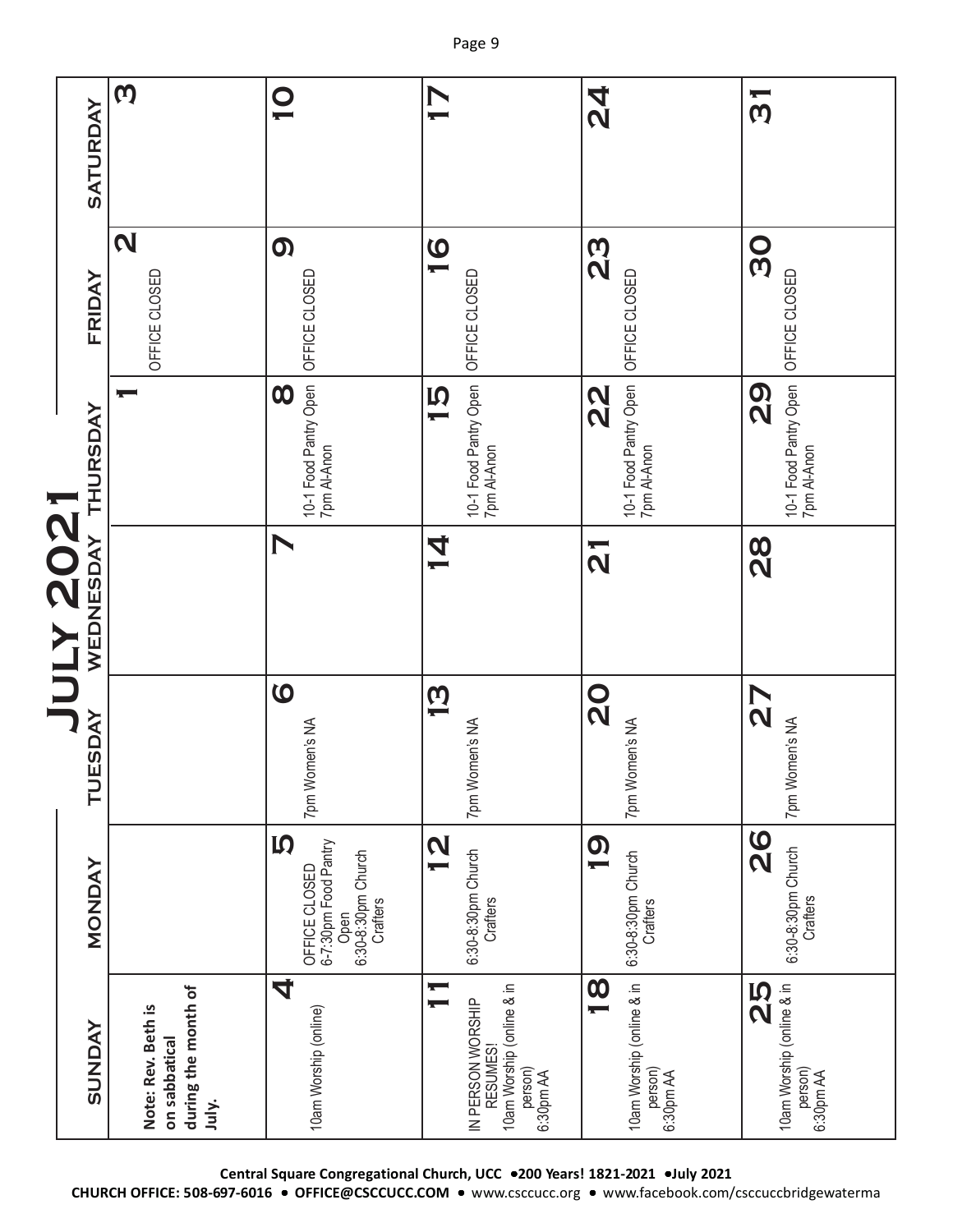# July 2021

| SUNDAY | MONDAY | TUESDAY | WEDNESDAY | THURSDAY | FRIDAY | SATURDAY |
|---|---|---|---|---|---|---|
| **Note: Rev. Beth is on sabbatical during the month of July.** | | | | 1 | 2<br>OFFICE CLOSED | 3 |
| 4<br>10am Worship (online) | 5<br>OFFICE CLOSED<br>6-7:30pm Food Pantry Open<br>6:30-8:30pm Church Crafters | 6<br>7pm Women's NA | 7 | 8<br>10-1 Food Pantry Open<br>7pm Al-Anon | 9<br>OFFICE CLOSED | 10 |
| 11<br>IN PERSON WORSHIP RESUMES!<br>10am Worship (online & in person)<br>6:30pm AA | 12<br>6:30-8:30pm Church Crafters | 13<br>7pm Women's NA | 14 | 15<br>10-1 Food Pantry Open<br>7pm Al-Anon | 16<br>OFFICE CLOSED | 17 |
| 18<br>10am Worship (online & in person)<br>6:30pm AA | 19<br>6:30-8:30pm Church Crafters | 20<br>7pm Women's NA | 21 | 22<br>10-1 Food Pantry Open<br>7pm Al-Anon | 23<br>OFFICE CLOSED | 24 |
| 25<br>10am Worship (online & in person)<br>6:30pm AA | 26<br>6:30-8:30pm Church Crafters | 27<br>7pm Women's NA | 28 | 29<br>10-1 Food Pantry Open<br>7pm Al-Anon | 30<br>OFFICE CLOSED | 31 |

**Central Square Congregational Church, UCC •200 Years! 1821-2021 •July 2021**
**CHURCH OFFICE: 508-697-6016 • OFFICE@CSCCUCC.COM** • www.csccucc.org • www.facebook.com/csccuccbridgewaterma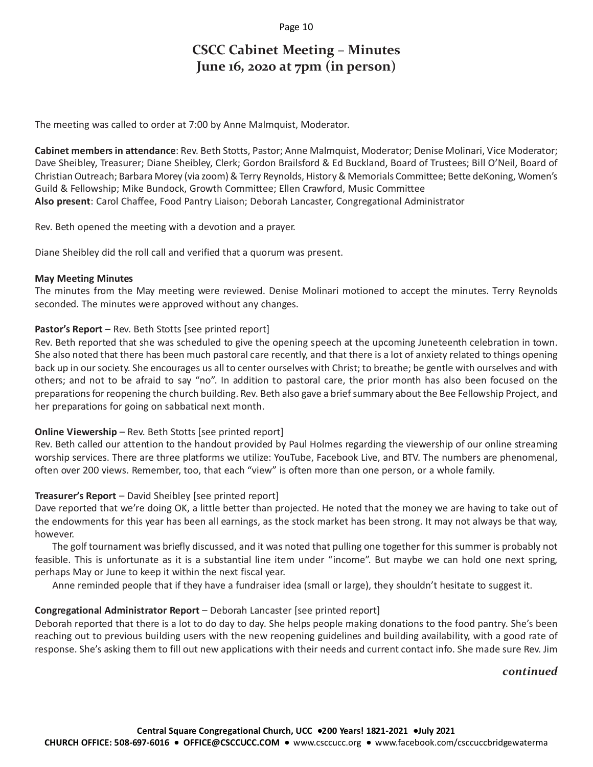# CSCC Cabinet Meeting – Minutes
## June 16, 2020 at 7pm (in person)

The meeting was called to order at 7:00 by Anne Malmquist, Moderator.

**Cabinet members in attendance**: Rev. Beth Stotts, Pastor; Anne Malmquist, Moderator; Denise Molinari, Vice Moderator; Dave Sheibley, Treasurer; Diane Sheibley, Clerk; Gordon Brailsford & Ed Buckland, Board of Trustees; Bill O'Neil, Board of Christian Outreach; Barbara Morey (via zoom) & Terry Reynolds, History & Memorials Committee; Bette deKoning, Women's Guild & Fellowship; Mike Bundock, Growth Committee; Ellen Crawford, Music Committee
**Also present**: Carol Chaffee, Food Pantry Liaison; Deborah Lancaster, Congregational Administrator

Rev. Beth opened the meeting with a devotion and a prayer.

Diane Sheibley did the roll call and verified that a quorum was present.

**May Meeting Minutes**
The minutes from the May meeting were reviewed. Denise Molinari motioned to accept the minutes. Terry Reynolds seconded. The minutes were approved without any changes.

**Pastor's Report** – Rev. Beth Stotts [see printed report]
Rev. Beth reported that she was scheduled to give the opening speech at the upcoming Juneteenth celebration in town. She also noted that there has been much pastoral care recently, and that there is a lot of anxiety related to things opening back up in our society. She encourages us all to center ourselves with Christ; to breathe; be gentle with ourselves and with others; and not to be afraid to say "no". In addition to pastoral care, the prior month has also been focused on the preparations for reopening the church building. Rev. Beth also gave a brief summary about the Bee Fellowship Project, and her preparations for going on sabbatical next month.

**Online Viewership** – Rev. Beth Stotts [see printed report]
Rev. Beth called our attention to the handout provided by Paul Holmes regarding the viewership of our online streaming worship services. There are three platforms we utilize: YouTube, Facebook Live, and BTV. The numbers are phenomenal, often over 200 views. Remember, too, that each "view" is often more than one person, or a whole family.

**Treasurer's Report** – David Sheibley [see printed report]
Dave reported that we're doing OK, a little better than projected. He noted that the money we are having to take out of the endowments for this year has been all earnings, as the stock market has been strong. It may not always be that way, however.

The golf tournament was briefly discussed, and it was noted that pulling one together for this summer is probably not feasible. This is unfortunate as it is a substantial line item under "income". But maybe we can hold one next spring, perhaps May or June to keep it within the next fiscal year.

Anne reminded people that if they have a fundraiser idea (small or large), they shouldn't hesitate to suggest it.

**Congregational Administrator Report** – Deborah Lancaster [see printed report]
Deborah reported that there is a lot to do day to day. She helps people making donations to the food pantry. She's been reaching out to previous building users with the new reopening guidelines and building availability, with a good rate of response. She's asking them to fill out new applications with their needs and current contact info. She made sure Rev. Jim

*continued*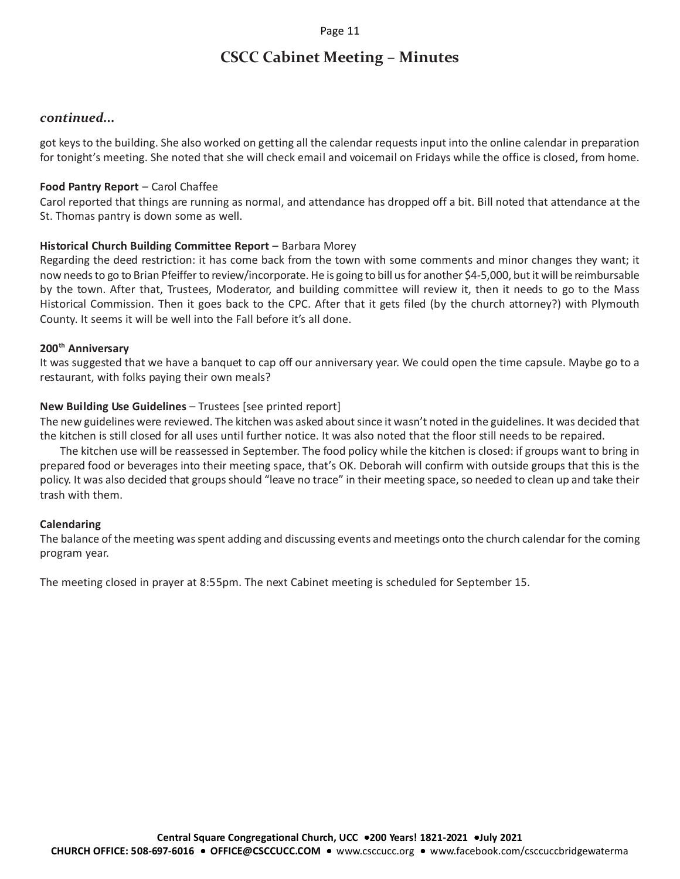## CSCC Cabinet Meeting – Minutes

### *continued...*

got keys to the building. She also worked on getting all the calendar requests input into the online calendar in preparation for tonight's meeting. She noted that she will check email and voicemail on Fridays while the office is closed, from home.

**Food Pantry Report** – Carol Chaffee
Carol reported that things are running as normal, and attendance has dropped off a bit. Bill noted that attendance at the St. Thomas pantry is down some as well.

**Historical Church Building Committee Report** – Barbara Morey
Regarding the deed restriction: it has come back from the town with some comments and minor changes they want; it now needs to go to Brian Pfeiffer to review/incorporate. He is going to bill us for another $4-5,000, but it will be reimbursable by the town. After that, Trustees, Moderator, and building committee will review it, then it needs to go to the Mass Historical Commission. Then it goes back to the CPC. After that it gets filed (by the church attorney?) with Plymouth County. It seems it will be well into the Fall before it's all done.

**200th Anniversary**
It was suggested that we have a banquet to cap off our anniversary year. We could open the time capsule. Maybe go to a restaurant, with folks paying their own meals?

**New Building Use Guidelines** – Trustees [see printed report]
The new guidelines were reviewed. The kitchen was asked about since it wasn't noted in the guidelines. It was decided that the kitchen is still closed for all uses until further notice. It was also noted that the floor still needs to be repaired.

The kitchen use will be reassessed in September. The food policy while the kitchen is closed: if groups want to bring in prepared food or beverages into their meeting space, that's OK. Deborah will confirm with outside groups that this is the policy. It was also decided that groups should "leave no trace" in their meeting space, so needed to clean up and take their trash with them.

**Calendaring**
The balance of the meeting was spent adding and discussing events and meetings onto the church calendar for the coming program year.

The meeting closed in prayer at 8:55pm. The next Cabinet meeting is scheduled for September 15.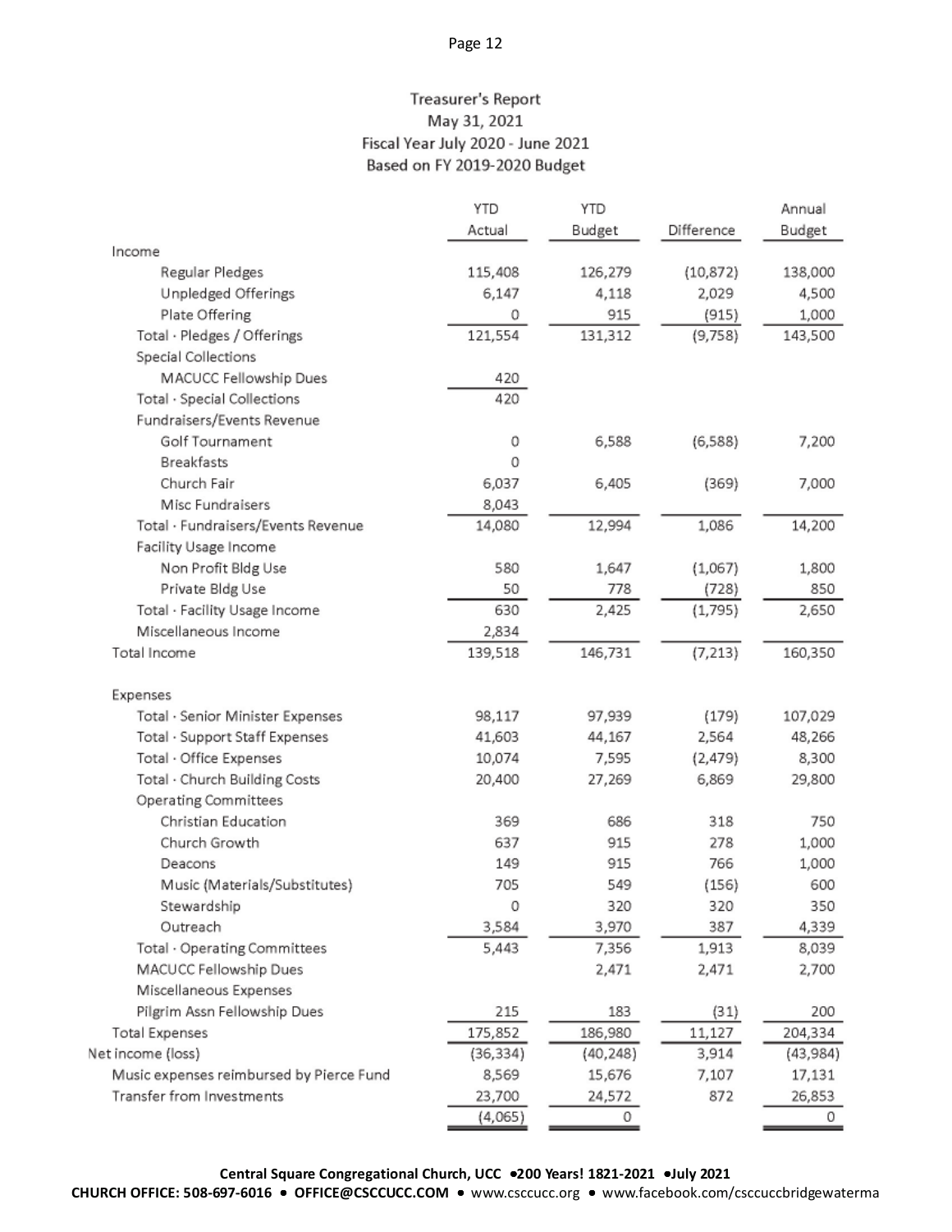# Treasurer's Report

May 31, 2021

Fiscal Year July 2020 - June 2021

Based on FY 2019-2020 Budget

| | YTD Actual | YTD Budget | Difference | Annual Budget |
|---|---|---|---|---|
| Income | | | | |
| Regular Pledges | 115,408 | 126,279 | (10,872) | 138,000 |
| Unpledged Offerings | 6,147 | 4,118 | 2,029 | 4,500 |
| Plate Offering | 0 | 915 | (915) | 1,000 |
| Total · Pledges / Offerings | 121,554 | 131,312 | (9,758) | 143,500 |
| Special Collections | | | | |
| MACUCC Fellowship Dues | 420 | | | |
| Total · Special Collections | 420 | | | |
| Fundraisers/Events Revenue | | | | |
| Golf Tournament | 0 | 6,588 | (6,588) | 7,200 |
| Breakfasts | 0 | | | |
| Church Fair | 6,037 | 6,405 | (369) | 7,000 |
| Misc Fundraisers | 8,043 | | | |
| Total · Fundraisers/Events Revenue | 14,080 | 12,994 | 1,086 | 14,200 |
| Facility Usage Income | | | | |
| Non Profit Bldg Use | 580 | 1,647 | (1,067) | 1,800 |
| Private Bldg Use | 50 | 778 | (728) | 850 |
| Total · Facility Usage Income | 630 | 2,425 | (1,795) | 2,650 |
| Miscellaneous Income | 2,834 | | | |
| Total Income | 139,518 | 146,731 | (7,213) | 160,350 |
| Expenses | | | | |
| Total · Senior Minister Expenses | 98,117 | 97,939 | (179) | 107,029 |
| Total · Support Staff Expenses | 41,603 | 44,167 | 2,564 | 48,266 |
| Total · Office Expenses | 10,074 | 7,595 | (2,479) | 8,300 |
| Total · Church Building Costs | 20,400 | 27,269 | 6,869 | 29,800 |
| Operating Committees | | | | |
| Christian Education | 369 | 686 | 318 | 750 |
| Church Growth | 637 | 915 | 278 | 1,000 |
| Deacons | 149 | 915 | 766 | 1,000 |
| Music (Materials/Substitutes) | 705 | 549 | (156) | 600 |
| Stewardship | 0 | 320 | 320 | 350 |
| Outreach | 3,584 | 3,970 | 387 | 4,339 |
| Total · Operating Committees | 5,443 | 7,356 | 1,913 | 8,039 |
| MACUCC Fellowship Dues | | 2,471 | 2,471 | 2,700 |
| Miscellaneous Expenses | | | | |
| Pilgrim Assn Fellowship Dues | 215 | 183 | (31) | 200 |
| Total Expenses | 175,852 | 186,980 | 11,127 | 204,334 |
| Net income (loss) | (36,334) | (40,248) | 3,914 | (43,984) |
| Music expenses reimbursed by Pierce Fund | 8,569 | 15,676 | 7,107 | 17,131 |
| Transfer from Investments | 23,700 | 24,572 | 872 | 26,853 |
| | (4,065) | 0 | | 0 |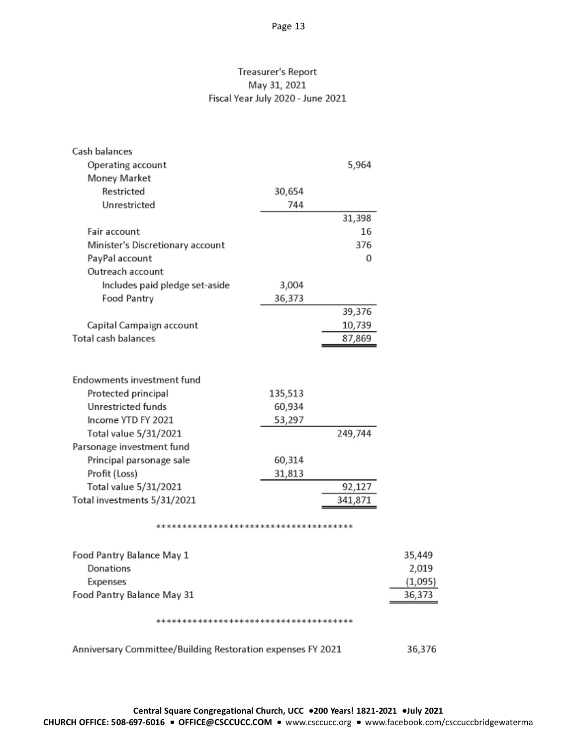# Treasurer's Report

May 31, 2021

Fiscal Year July 2020 - June 2021

| | | | |
|---|---|---|---|
| **Cash balances** | | | |
| Operating account | | 5,964 | |
| Money Market | | | |
| Restricted | 30,654 | | |
| Unrestricted | 744 | | |
| | | 31,398 | |
| Fair account | | 16 | |
| Minister's Discretionary account | | 376 | |
| PayPal account | | 0 | |
| Outreach account | | | |
| Includes paid pledge set-aside | 3,004 | | |
| Food Pantry | 36,373 | | |
| | | 39,376 | |
| Capital Campaign account | | 10,739 | |
| **Total cash balances** | | 87,869 | |
| | | | |
| **Endowments investment fund** | | | |
| Protected principal | 135,513 | | |
| Unrestricted funds | 60,934 | | |
| Income YTD FY 2021 | 53,297 | | |
| Total value 5/31/2021 | | 249,744 | |
| **Parsonage investment fund** | | | |
| Principal parsonage sale | 60,314 | | |
| Profit (Loss) | 31,813 | | |
| Total value 5/31/2021 | | 92,127 | |
| **Total investments 5/31/2021** | | 341,871 | |

**************************************

| | | | |
|---|---|---|---|
| Food Pantry Balance May 1 | | | 35,449 |
| Donations | | | 2,019 |
| Expenses | | | (1,095) |
| Food Pantry Balance May 31 | | | 36,373 |

**************************************

| | |
|---|---|
| Anniversary Committee/Building Restoration expenses FY 2021 | 36,376 |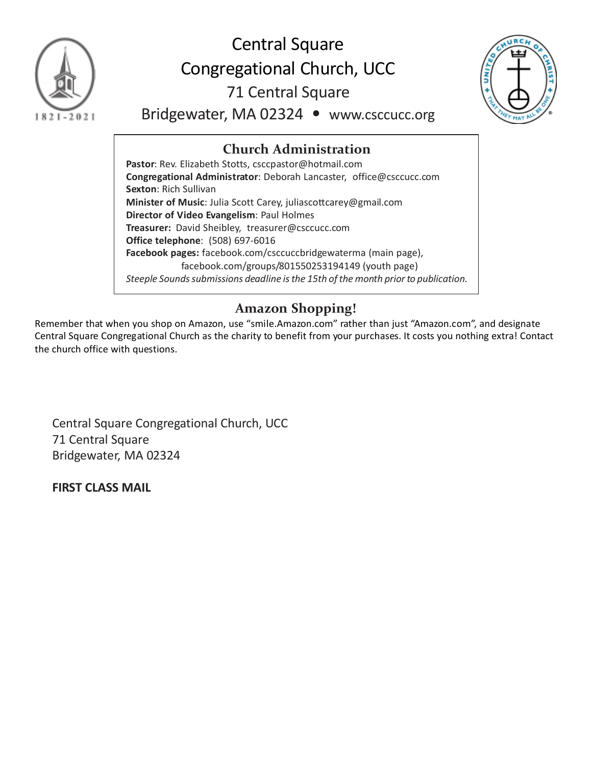# Central Square Congregational Church, UCC

71 Central Square
Bridgewater, MA 02324 • www.csccucc.org

## Church Administration

**Pastor**: Rev. Elizabeth Stotts, csccpastor@hotmail.com
**Congregational Administrator**: Deborah Lancaster, office@csccucc.com
**Sexton**: Rich Sullivan
**Minister of Music**: Julia Scott Carey, juliascottcarey@gmail.com
**Director of Video Evangelism**: Paul Holmes
**Treasurer:** David Sheibley, treasurer@csccucc.com
**Office telephone**: (508) 697-6016
**Facebook pages:** facebook.com/csccuccbridgewaterma (main page),
facebook.com/groups/801550253194149 (youth page)
*Steeple Sounds submissions deadline is the 15th of the month prior to publication.*

## Amazon Shopping!

Remember that when you shop on Amazon, use "smile.Amazon.com" rather than just "Amazon.com", and designate Central Square Congregational Church as the charity to benefit from your purchases. It costs you nothing extra! Contact the church office with questions.

Central Square Congregational Church, UCC
71 Central Square
Bridgewater, MA 02324

**FIRST CLASS MAIL**